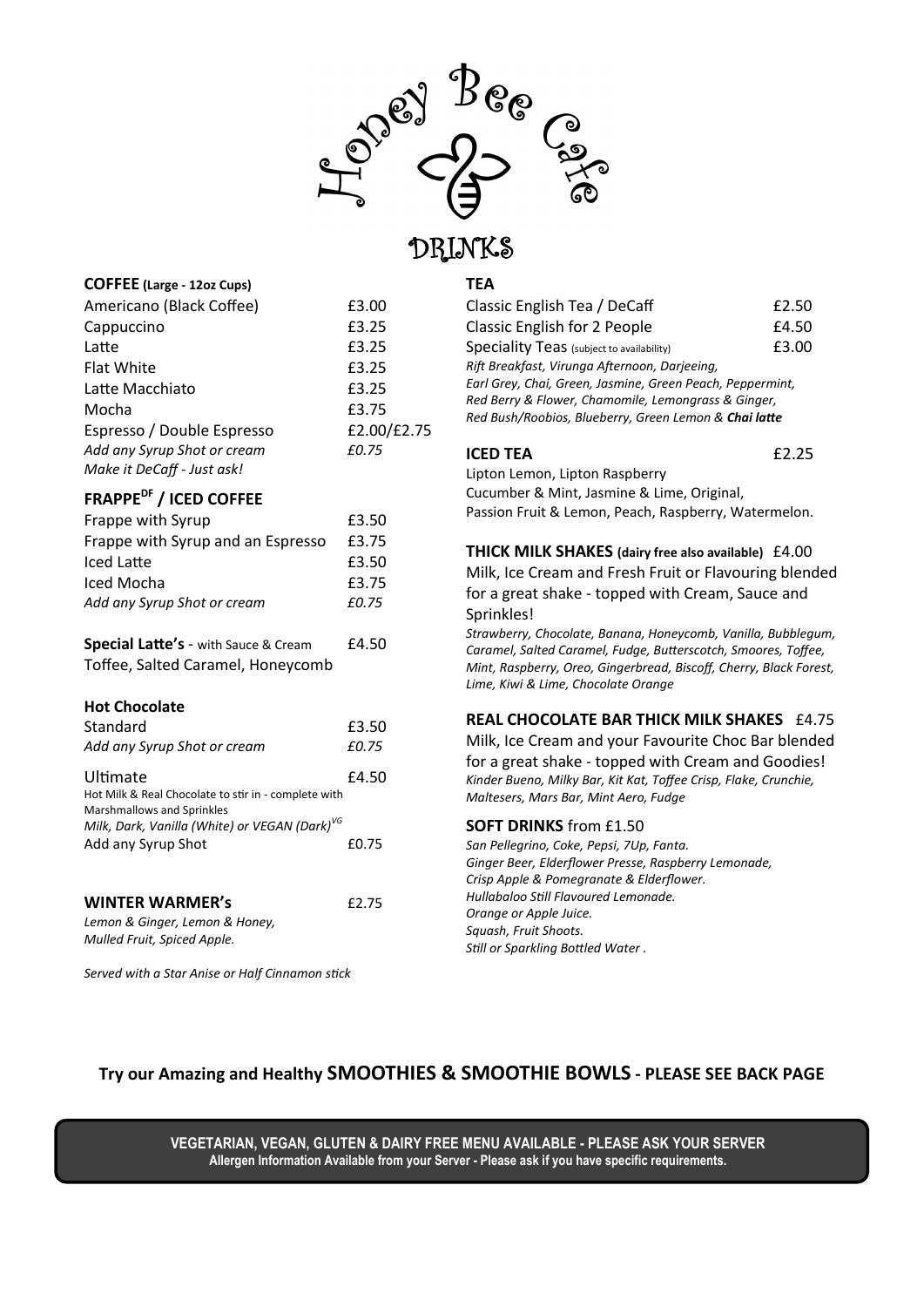# Honey Bee Cafe

## DRINKS

### COFFEE (Large - 12oz Cups)

| Item | Price |
|---|---|
| Americano (Black Coffee) | £3.00 |
| Cappuccino | £3.25 |
| Latte | £3.25 |
| Flat White | £3.25 |
| Latte Macchiato | £3.25 |
| Mocha | £3.75 |
| Espresso / Double Espresso | £2.00/£2.75 |
| *Add any Syrup Shot or cream* | *£0.75* |

*Make it DeCaff - Just ask!*

### FRAPPE[DF] / ICED COFFEE

| Item | Price |
|---|---|
| Frappe with Syrup | £3.50 |
| Frappe with Syrup and an Espresso | £3.75 |
| Iced Latte | £3.50 |
| Iced Mocha | £3.75 |
| *Add any Syrup Shot or cream* | *£0.75* |

**Special Latte's** - with Sauce & Cream £4.50
Toffee, Salted Caramel, Honeycomb

### Hot Chocolate

| Item | Price |
|---|---|
| Standard | £3.50 |
| *Add any Syrup Shot or cream* | *£0.75* |

Ultimate £4.50
Hot Milk & Real Chocolate to stir in - complete with Marshmallows and Sprinkles
*Milk, Dark, Vanilla (White) or VEGAN (Dark)[VG]*
Add any Syrup Shot £0.75

### WINTER WARMER's £2.75

*Lemon & Ginger, Lemon & Honey,*
*Mulled Fruit, Spiced Apple.*

*Served with a Star Anise or Half Cinnamon stick*

### TEA

| Item | Price |
|---|---|
| Classic English Tea / DeCaff | £2.50 |
| Classic English for 2 People | £4.50 |
| Speciality Teas (subject to availability) | £3.00 |

*Rift Breakfast, Virunga Afternoon, Darjeeing,*
*Earl Grey, Chai, Green, Jasmine, Green Peach, Peppermint,*
*Red Berry & Flower, Chamomile, Lemongrass & Ginger,*
*Red Bush/Roobios, Blueberry, Green Lemon & **Chai latte***

### ICED TEA £2.25

Lipton Lemon, Lipton Raspberry
Cucumber & Mint, Jasmine & Lime, Original,
Passion Fruit & Lemon, Peach, Raspberry, Watermelon.

### THICK MILK SHAKES (dairy free also available) £4.00

Milk, Ice Cream and Fresh Fruit or Flavouring blended for a great shake - topped with Cream, Sauce and Sprinkles!

*Strawberry, Chocolate, Banana, Honeycomb, Vanilla, Bubblegum, Caramel, Salted Caramel, Fudge, Butterscotch, Smoores, Toffee, Mint, Raspberry, Oreo, Gingerbread, Biscoff, Cherry, Black Forest, Lime, Kiwi & Lime, Chocolate Orange*

### REAL CHOCOLATE BAR THICK MILK SHAKES £4.75

Milk, Ice Cream and your Favourite Choc Bar blended for a great shake - topped with Cream and Goodies!

*Kinder Bueno, Milky Bar, Kit Kat, Toffee Crisp, Flake, Crunchie, Maltesers, Mars Bar, Mint Aero, Fudge*

### SOFT DRINKS from £1.50

*San Pellegrino, Coke, Pepsi, 7Up, Fanta.*
*Ginger Beer, Elderflower Presse, Raspberry Lemonade,*
*Crisp Apple & Pomegranate & Elderflower.*
*Hullabaloo Still Flavoured Lemonade.*
*Orange or Apple Juice.*
*Squash, Fruit Shoots.*
*Still or Sparkling Bottled Water .*

**Try our Amazing and Healthy SMOOTHIES & SMOOTHIE BOWLS - PLEASE SEE BACK PAGE**

**VEGETARIAN, VEGAN, GLUTEN & DAIRY FREE MENU AVAILABLE - PLEASE ASK YOUR SERVER**
**Allergen Information Available from your Server - Please ask if you have specific requirements.**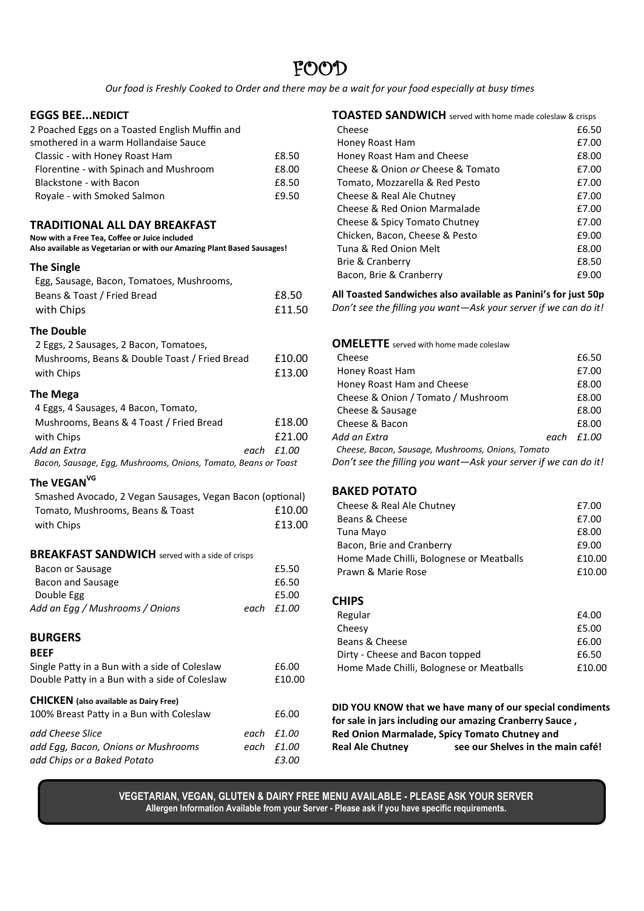# FOOD

*Our food is Freshly Cooked to Order and there may be a wait for your food especially at busy times*

## EGGS BEE...NEDICT

2 Poached Eggs on a Toasted English Muffin and smothered in a warm Hollandaise Sauce

| | |
|---|---|
| Classic - with Honey Roast Ham | £8.50 |
| Florentine - with Spinach and Mushroom | £8.00 |
| Blackstone - with Bacon | £8.50 |
| Royale - with Smoked Salmon | £9.50 |

## TRADITIONAL ALL DAY BREAKFAST

**Now with a Free Tea, Coffee or Juice included**
**Also available as Vegetarian or with our Amazing Plant Based Sausages!**

### The Single

| | |
|---|---|
| Egg, Sausage, Bacon, Tomatoes, Mushrooms, Beans & Toast / Fried Bread | £8.50 |
| with Chips | £11.50 |

### The Double

| | |
|---|---|
| 2 Eggs, 2 Sausages, 2 Bacon, Tomatoes, Mushrooms, Beans & Double Toast / Fried Bread | £10.00 |
| with Chips | £13.00 |

### The Mega

| | |
|---|---|
| 4 Eggs, 4 Sausages, 4 Bacon, Tomato, Mushrooms, Beans & 4 Toast / Fried Bread | £18.00 |
| with Chips | £21.00 |
| *Add an Extra* | *each £1.00* |

*Bacon, Sausage, Egg, Mushrooms, Onions, Tomato, Beans or Toast*

### The VEGAN[VG]

| | |
|---|---|
| Smashed Avocado, 2 Vegan Sausages, Vegan Bacon (optional) Tomato, Mushrooms, Beans & Toast | £10.00 |
| with Chips | £13.00 |

## BREAKFAST SANDWICH served with a side of crisps

| | |
|---|---|
| Bacon or Sausage | £5.50 |
| Bacon and Sausage | £6.50 |
| Double Egg | £5.00 |
| *Add an Egg / Mushrooms / Onions* | *each £1.00* |

## BURGERS

### BEEF

| | |
|---|---|
| Single Patty in a Bun with a side of Coleslaw | £6.00 |
| Double Patty in a Bun with a side of Coleslaw | £10.00 |

### CHICKEN (also available as Dairy Free)

| | |
|---|---|
| 100% Breast Patty in a Bun with Coleslaw | £6.00 |
| *add Cheese Slice* | *each £1.00* |
| *add Egg, Bacon, Onions or Mushrooms* | *each £1.00* |
| *add Chips or a Baked Potato* | *£3.00* |

## TOASTED SANDWICH served with home made coleslaw & crisps

| | |
|---|---|
| Cheese | £6.50 |
| Honey Roast Ham | £7.00 |
| Honey Roast Ham and Cheese | £8.00 |
| Cheese & Onion *or* Cheese & Tomato | £7.00 |
| Tomato, Mozzarella & Red Pesto | £7.00 |
| Cheese & Real Ale Chutney | £7.00 |
| Cheese & Red Onion Marmalade | £7.00 |
| Cheese & Spicy Tomato Chutney | £7.00 |
| Chicken, Bacon, Cheese & Pesto | £9.00 |
| Tuna & Red Onion Melt | £8.00 |
| Brie & Cranberry | £8.50 |
| Bacon, Brie & Cranberry | £9.00 |

**All Toasted Sandwiches also available as Panini's for just 50p**
*Don't see the filling you want—Ask your server if we can do it!*

## OMELETTE served with home made coleslaw

| | |
|---|---|
| Cheese | £6.50 |
| Honey Roast Ham | £7.00 |
| Honey Roast Ham and Cheese | £8.00 |
| Cheese & Onion / Tomato / Mushroom | £8.00 |
| Cheese & Sausage | £8.00 |
| Cheese & Bacon | £8.00 |
| *Add an Extra* | *each £1.00* |

*Cheese, Bacon, Sausage, Mushrooms, Onions, Tomato*
*Don't see the filling you want—Ask your server if we can do it!*

## BAKED POTATO

| | |
|---|---|
| Cheese & Real Ale Chutney | £7.00 |
| Beans & Cheese | £7.00 |
| Tuna Mayo | £8.00 |
| Bacon, Brie and Cranberry | £9.00 |
| Home Made Chilli, Bolognese or Meatballs | £10.00 |
| Prawn & Marie Rose | £10.00 |

## CHIPS

| | |
|---|---|
| Regular | £4.00 |
| Cheesy | £5.00 |
| Beans & Cheese | £6.00 |
| Dirty - Cheese and Bacon topped | £6.50 |
| Home Made Chilli, Bolognese or Meatballs | £10.00 |

**DID YOU KNOW that we have many of our special condiments for sale in jars including our amazing Cranberry Sauce, Red Onion Marmalade, Spicy Tomato Chutney and Real Ale Chutney see our Shelves in the main café!**

**VEGETARIAN, VEGAN, GLUTEN & DAIRY FREE MENU AVAILABLE - PLEASE ASK YOUR SERVER**
**Allergen Information Available from your Server - Please ask if you have specific requirements.**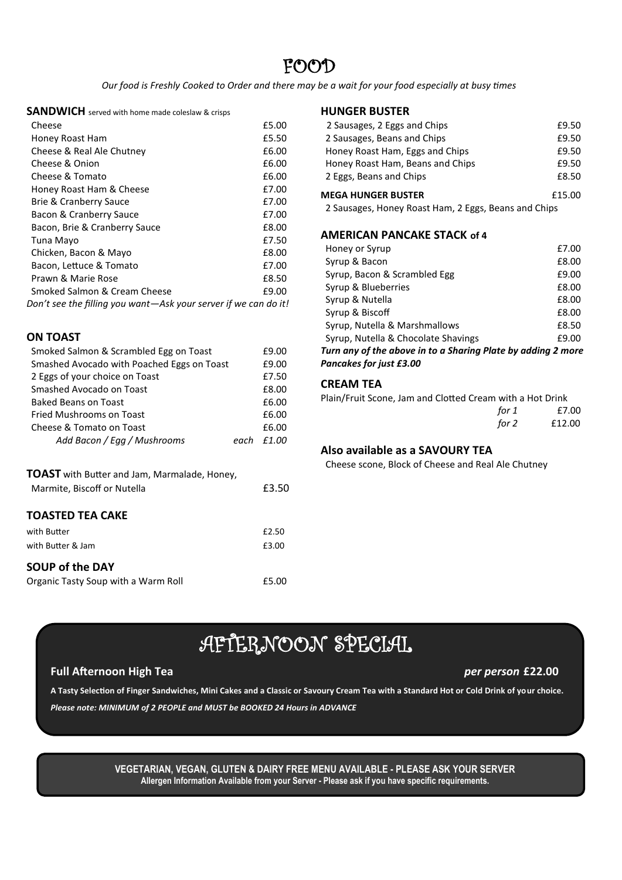# FOOD

*Our food is Freshly Cooked to Order and there may be a wait for your food especially at busy times*

## SANDWICH served with home made coleslaw & crisps

| Item | Price |
|---|---|
| Cheese | £5.00 |
| Honey Roast Ham | £5.50 |
| Cheese & Real Ale Chutney | £6.00 |
| Cheese & Onion | £6.00 |
| Cheese & Tomato | £6.00 |
| Honey Roast Ham & Cheese | £7.00 |
| Brie & Cranberry Sauce | £7.00 |
| Bacon & Cranberry Sauce | £7.00 |
| Bacon, Brie & Cranberry Sauce | £8.00 |
| Tuna Mayo | £7.50 |
| Chicken, Bacon & Mayo | £8.00 |
| Bacon, Lettuce & Tomato | £7.00 |
| Prawn & Marie Rose | £8.50 |
| Smoked Salmon & Cream Cheese | £9.00 |

*Don't see the filling you want—Ask your server if we can do it!*

## ON TOAST

| Item | Price |
|---|---|
| Smoked Salmon & Scrambled Egg on Toast | £9.00 |
| Smashed Avocado with Poached Eggs on Toast | £9.00 |
| 2 Eggs of your choice on Toast | £7.50 |
| Smashed Avocado on Toast | £8.00 |
| Baked Beans on Toast | £6.00 |
| Fried Mushrooms on Toast | £6.00 |
| Cheese & Tomato on Toast | £6.00 |
| *Add Bacon / Egg / Mushrooms* | *each £1.00* |

## TOAST with Butter and Jam, Marmalade, Honey, Marmite, Biscoff or Nutella — £3.50

## TOASTED TEA CAKE

| Item | Price |
|---|---|
| with Butter | £2.50 |
| with Butter & Jam | £3.00 |

## SOUP of the DAY

| Item | Price |
|---|---|
| Organic Tasty Soup with a Warm Roll | £5.00 |

## HUNGER BUSTER

| Item | Price |
|---|---|
| 2 Sausages, 2 Eggs and Chips | £9.50 |
| 2 Sausages, Beans and Chips | £9.50 |
| Honey Roast Ham, Eggs and Chips | £9.50 |
| Honey Roast Ham, Beans and Chips | £9.50 |
| 2 Eggs, Beans and Chips | £8.50 |

**MEGA HUNGER BUSTER** — £15.00

2 Sausages, Honey Roast Ham, 2 Eggs, Beans and Chips

## AMERICAN PANCAKE STACK of 4

| Item | Price |
|---|---|
| Honey or Syrup | £7.00 |
| Syrup & Bacon | £8.00 |
| Syrup, Bacon & Scrambled Egg | £9.00 |
| Syrup & Blueberries | £8.00 |
| Syrup & Nutella | £8.00 |
| Syrup & Biscoff | £8.00 |
| Syrup, Nutella & Marshmallows | £8.50 |
| Syrup, Nutella & Chocolate Shavings | £9.00 |

***Turn any of the above in to a Sharing Plate by adding 2 more Pancakes for just £3.00***

## CREAM TEA

Plain/Fruit Scone, Jam and Clotted Cream with a Hot Drink

| | Price |
|---|---|
| *for 1* | £7.00 |
| *for 2* | £12.00 |

## Also available as a SAVOURY TEA

Cheese scone, Block of Cheese and Real Ale Chutney

# AFTERNOON SPECIAL

**Full Afternoon High Tea** — ***per person* £22.00**

**A Tasty Selection of Finger Sandwiches, Mini Cakes and a Classic or Savoury Cream Tea with a Standard Hot or Cold Drink of your choice.**

***Please note: MINIMUM of 2 PEOPLE and MUST be BOOKED 24 Hours in ADVANCE***

**VEGETARIAN, VEGAN, GLUTEN & DAIRY FREE MENU AVAILABLE - PLEASE ASK YOUR SERVER**

**Allergen Information Available from your Server - Please ask if you have specific requirements.**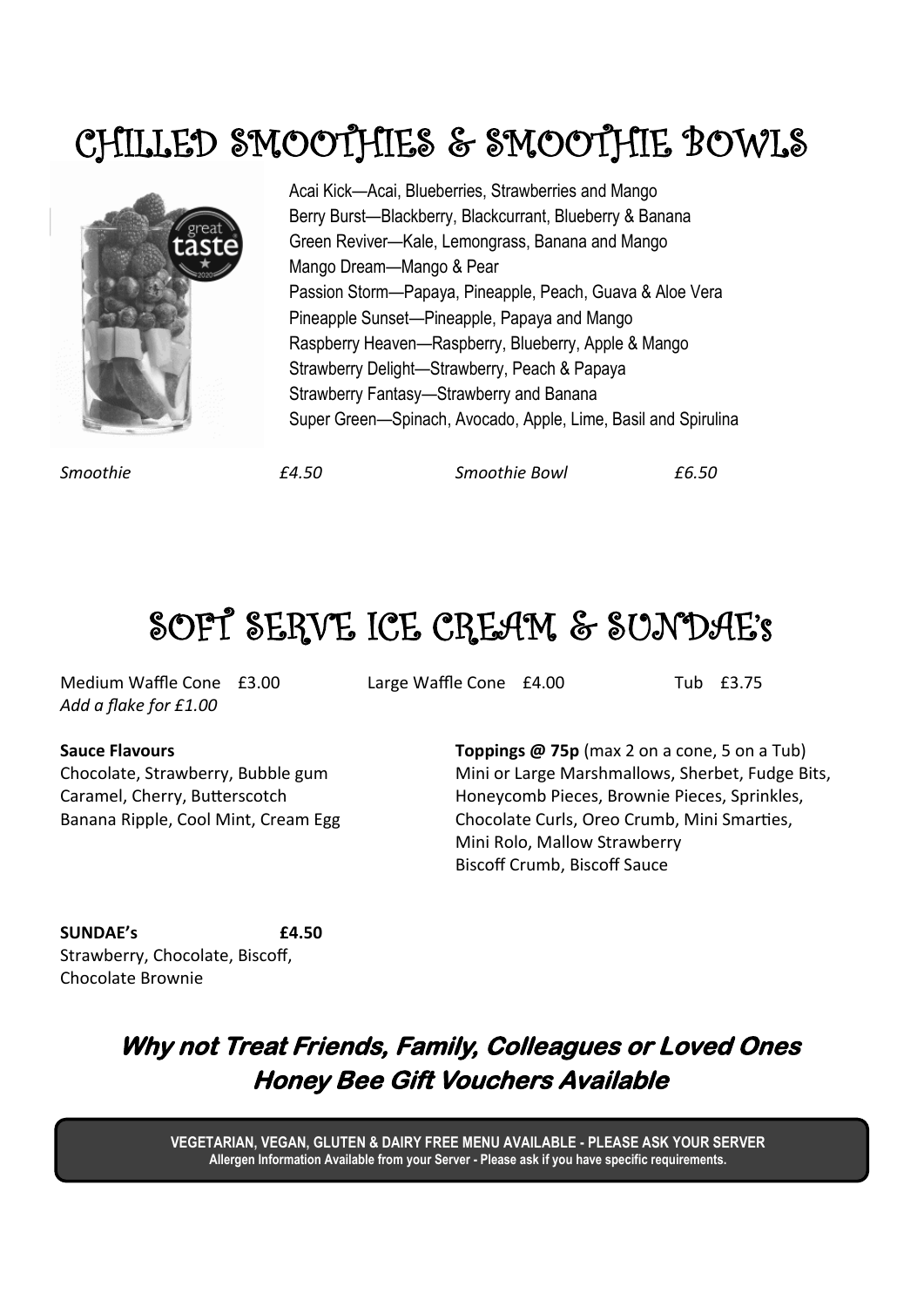# CHILLED SMOOTHIES & SMOOTHIE BOWLS

Acai Kick—Acai, Blueberries, Strawberries and Mango
Berry Burst—Blackberry, Blackcurrant, Blueberry & Banana
Green Reviver—Kale, Lemongrass, Banana and Mango
Mango Dream—Mango & Pear
Passion Storm—Papaya, Pineapple, Peach, Guava & Aloe Vera
Pineapple Sunset—Pineapple, Papaya and Mango
Raspberry Heaven—Raspberry, Blueberry, Apple & Mango
Strawberry Delight—Strawberry, Peach & Papaya
Strawberry Fantasy—Strawberry and Banana
Super Green—Spinach, Avocado, Apple, Lime, Basil and Spirulina

*Smoothie* *£4.50* *Smoothie Bowl* *£6.50*

# SOFT SERVE ICE CREAM & SUNDAE's

Medium Waffle Cone £3.00 Large Waffle Cone £4.00 Tub £3.75
*Add a flake for £1.00*

**Sauce Flavours**
Chocolate, Strawberry, Bubble gum
Caramel, Cherry, Butterscotch
Banana Ripple, Cool Mint, Cream Egg

**Toppings @ 75p** (max 2 on a cone, 5 on a Tub)
Mini or Large Marshmallows, Sherbet, Fudge Bits, Honeycomb Pieces, Brownie Pieces, Sprinkles, Chocolate Curls, Oreo Crumb, Mini Smarties, Mini Rolo, Mallow Strawberry
Biscoff Crumb, Biscoff Sauce

**SUNDAE's** **£4.50**
Strawberry, Chocolate, Biscoff, Chocolate Brownie

***Why not Treat Friends, Family, Colleagues or Loved Ones***
***Honey Bee Gift Vouchers Available***

**VEGETARIAN, VEGAN, GLUTEN & DAIRY FREE MENU AVAILABLE - PLEASE ASK YOUR SERVER**
**Allergen Information Available from your Server - Please ask if you have specific requirements.**